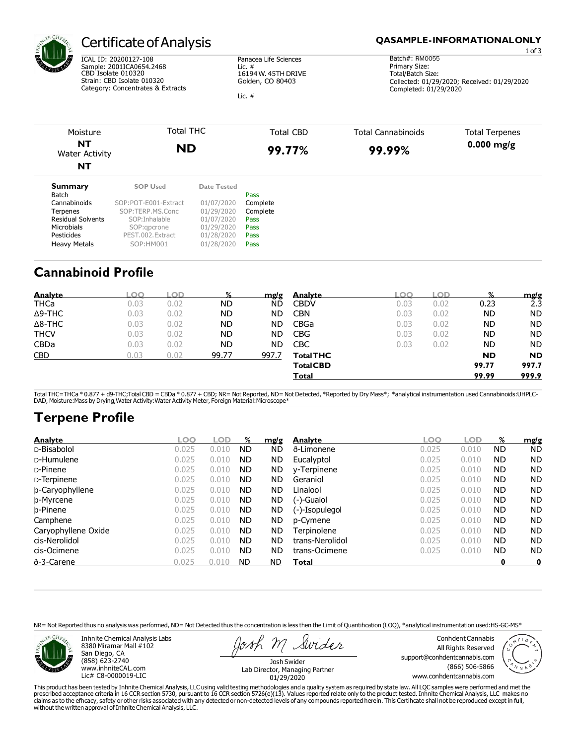# Certificate of Analysis

**QASAMPLE-INFORMATIONALONLY**

ICAL ID: 20200127-108
Sample: 2001ICA0654.2468
CBD Isolate 010320
Strain: CBD Isolate 010320
Category: Concentrates & Extracts

Panacea Life Sciences
Lic. #
16194 W. 45TH DRIVE
Golden, CO 80403

Lic. #

Batch#: RM0055
Primary Size:
Total/Batch Size:
Collected: 01/29/2020; Received: 01/29/2020
Completed: 01/29/2020

| Moisture | Total THC | Total CBD | Total Cannabinoids | Total Terpenes |
|---|---|---|---|---|
| **NT** | **ND** | **99.77%** | **99.99%** | **0.000 mg/g** |
| Water Activity | | | | |
| **NT** | | | | |

| Summary | SOP Used | Date Tested | |
|---|---|---|---|
| Batch | | | Pass |
| Cannabinoids | SOP:POT-E001-Extract | 01/07/2020 | Complete |
| Terpenes | SOP:TERP.MS.Conc | 01/29/2020 | Complete |
| Residual Solvents | SOP:Inhalable | 01/07/2020 | Pass |
| Microbials | SOP:qpcrone | 01/29/2020 | Pass |
| Pesticides | PEST.002.Extract | 01/28/2020 | Pass |
| Heavy Metals | SOP:HM001 | 01/28/2020 | Pass |

## Cannabinoid Profile

| Analyte | LOQ | LOD | % | mg/g | Analyte | LOQ | LOD | % | mg/g |
|---|---|---|---|---|---|---|---|---|---|
| THCa | 0.03 | 0.02 | ND | ND | CBDV | 0.03 | 0.02 | 0.23 | 2.3 |
| Δ9-THC | 0.03 | 0.02 | ND | ND | CBN | 0.03 | 0.02 | ND | ND |
| Δ8-THC | 0.03 | 0.02 | ND | ND | CBGa | 0.03 | 0.02 | ND | ND |
| THCV | 0.03 | 0.02 | ND | ND | CBG | 0.03 | 0.02 | ND | ND |
| CBDa | 0.03 | 0.02 | ND | ND | CBC | 0.03 | 0.02 | ND | ND |
| CBD | 0.03 | 0.02 | 99.77 | 997.7 | **Total THC** | | | **ND** | **ND** |
| | | | | | **Total CBD** | | | **99.77** | **997.7** |
| | | | | | **Total** | | | **99.99** | **999.9** |

Total THC=THCa * 0.877 + d9-THC;Total CBD = CBDa * 0.877 + CBD; NR= Not Reported, ND= Not Detected, *Reported by Dry Mass*; *analytical instrumentation used Cannabinoids:UHPLC-DAD, Moisture:Mass by Drying,Water Activity:Water Activity Meter, Foreign Material:Microscope*

## Terpene Profile

| Analyte | LOQ | LOD | % | mg/g | Analyte | LOQ | LOD | % | mg/g |
|---|---|---|---|---|---|---|---|---|---|
| D-Bisabolol | 0.025 | 0.010 | ND | ND | ð-Limonene | 0.025 | 0.010 | ND | ND |
| D-Humulene | 0.025 | 0.010 | ND | ND | Eucalyptol | 0.025 | 0.010 | ND | ND |
| D-Pinene | 0.025 | 0.010 | ND | ND | γ-Terpinene | 0.025 | 0.010 | ND | ND |
| D-Terpinene | 0.025 | 0.010 | ND | ND | Geraniol | 0.025 | 0.010 | ND | ND |
| þ-Caryophyllene | 0.025 | 0.010 | ND | ND | Linalool | 0.025 | 0.010 | ND | ND |
| þ-Myrcene | 0.025 | 0.010 | ND | ND | (-)-Guaiol | 0.025 | 0.010 | ND | ND |
| þ-Pinene | 0.025 | 0.010 | ND | ND | (-)-Isopulegol | 0.025 | 0.010 | ND | ND |
| Camphene | 0.025 | 0.010 | ND | ND | p-Cymene | 0.025 | 0.010 | ND | ND |
| Caryophyllene Oxide | 0.025 | 0.010 | ND | ND | Terpinolene | 0.025 | 0.010 | ND | ND |
| cis-Nerolidol | 0.025 | 0.010 | ND | ND | trans-Nerolidol | 0.025 | 0.010 | ND | ND |
| cis-Ocimene | 0.025 | 0.010 | ND | ND | trans-Ocimene | 0.025 | 0.010 | ND | ND |
| ð-3-Carene | 0.025 | 0.010 | ND | ND | **Total** | | | **0** | **0** |

NR= Not Reported thus no analysis was performed, ND= Not Detected thus the concentration is less then the Limit of Quantihcation (LOQ), *analytical instrumentation used:HS-GC-MS*

Inhnite Chemical Analysis Labs
8380 Miramar Mall #102
San Diego, CA
(858) 623-2740
www.inhniteCAL.com
Lic# C8-0000019-LIC

Josh Swider
Lab Director, Managing Partner
01/29/2020

Conhdent Cannabis
All Rights Reserved
support@conhdentcannabis.com
(866) 506-5866
www.conhdentcannabis.com

This product has been tested by Inhnite Chemical Analysis, LLC using valid testing methodologies and a quality system as required by state law. All LQC samples were performed and met the prescribed acceptance criteria in 16 CCR section 5730, pursuant to 16 CCR section 5726(e)(13). Values reported relate only to the product tested. Inhnite Chemical Analysis, LLC makes no claims as to the efhcacy, safety or other risks associated with any detected or non-detected levels of any compounds reported herein. This Certihcate shall not be reproduced except in full, without the written approval of Inhnite Chemical Analysis, LLC.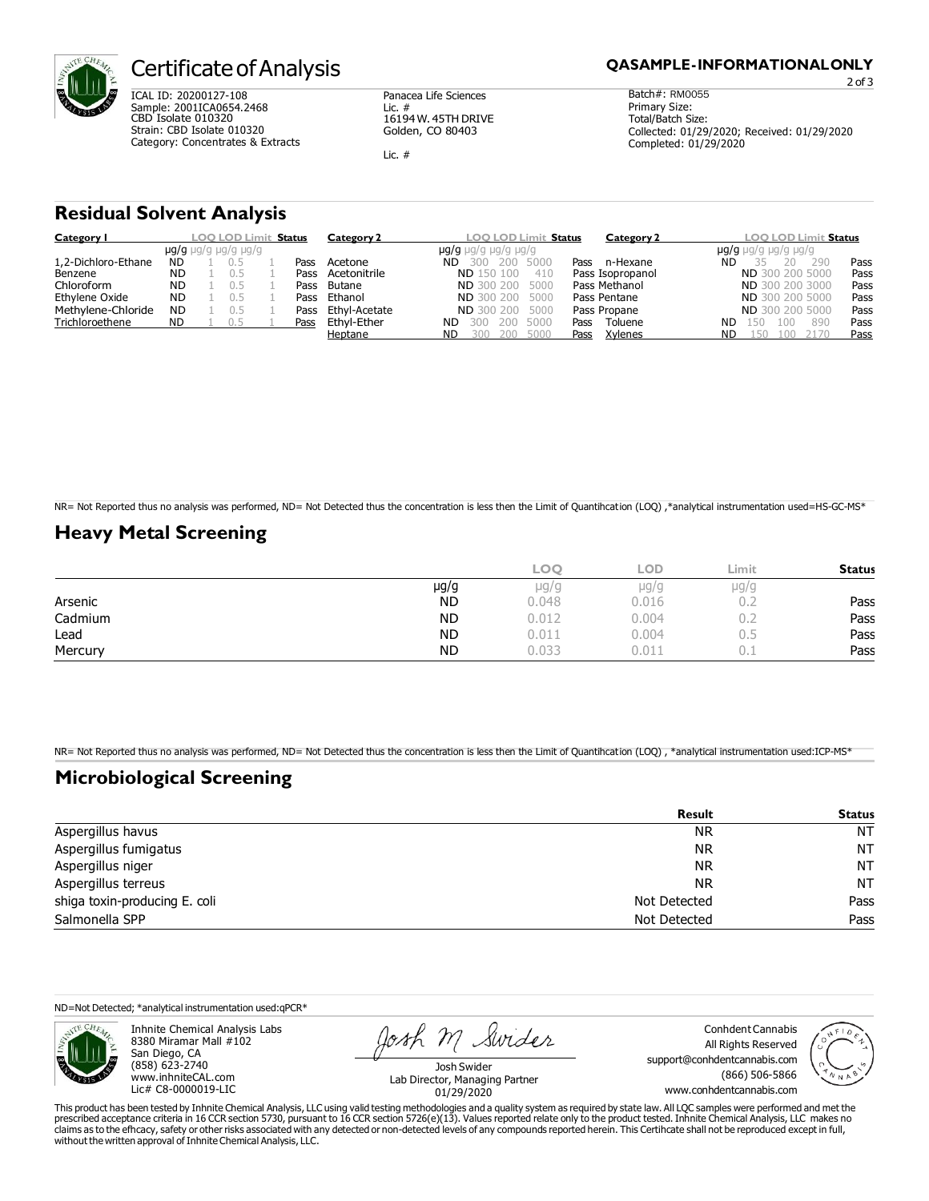# Certificate of Analysis

**QASAMPLE-INFORMATIONALONLY**

ICAL ID: 20200127-108
Sample: 2001ICA0654.2468
CBD Isolate 010320
Strain: CBD Isolate 010320
Category: Concentrates & Extracts

Panacea Life Sciences
Lic. #
16194 W. 45TH DRIVE
Golden, CO 80403

Lic. #

Batch#: RM0055
Primary Size:
Total/Batch Size:
Collected: 01/29/2020; Received: 01/29/2020
Completed: 01/29/2020

## Residual Solvent Analysis

| Category I | µg/g | LOQ µg/g | LOD µg/g | Limit µg/g | Status |
|---|---|---|---|---|---|
| 1,2-Dichloro-Ethane | ND | 1 | 0.5 | 1 | Pass |
| Benzene | ND | 1 | 0.5 | 1 | Pass |
| Chloroform | ND | 1 | 0.5 | 1 | Pass |
| Ethylene Oxide | ND | 1 | 0.5 | 1 | Pass |
| Methylene-Chloride | ND | 1 | 0.5 | 1 | Pass |
| Trichloroethene | ND | 1 | 0.5 | 1 | Pass |

| Category 2 | µg/g | LOQ µg/g | LOD µg/g | Limit µg/g | Status |
|---|---|---|---|---|---|
| Acetone | ND | 300 | 200 | 5000 | Pass |
| Acetonitrile | ND | 150 | 100 | 410 | Pass |
| Butane | ND | 300 | 200 | 5000 | Pass |
| Ethanol | ND | 300 | 200 | 5000 | Pass |
| Ethyl-Acetate | ND | 300 | 200 | 5000 | Pass |
| Ethyl-Ether | ND | 300 | 200 | 5000 | Pass |
| Heptane | ND | 300 | 200 | 5000 | Pass |

| Category 2 | µg/g | LOQ µg/g | LOD µg/g | Limit µg/g | Status |
|---|---|---|---|---|---|
| n-Hexane | ND | 35 | 20 | 290 | Pass |
| Isopropanol | ND | 300 | 200 | 5000 | Pass |
| Methanol | ND | 300 | 200 | 3000 | Pass |
| Pentane | ND | 300 | 200 | 5000 | Pass |
| Propane | ND | 300 | 200 | 5000 | Pass |
| Toluene | ND | 150 | 100 | 890 | Pass |
| Xylenes | ND | 150 | 100 | 2170 | Pass |

NR= Not Reported thus no analysis was performed, ND= Not Detected thus the concentration is less then the Limit of Quantihcation (LOQ) ,*analytical instrumentation used=HS-GC-MS*

## Heavy Metal Screening

| | µg/g | LOQ µg/g | LOD µg/g | Limit µg/g | Status |
|---|---|---|---|---|---|
| Arsenic | ND | 0.048 | 0.016 | 0.2 | Pass |
| Cadmium | ND | 0.012 | 0.004 | 0.2 | Pass |
| Lead | ND | 0.011 | 0.004 | 0.5 | Pass |
| Mercury | ND | 0.033 | 0.011 | 0.1 | Pass |

NR= Not Reported thus no analysis was performed, ND= Not Detected thus the concentration is less then the Limit of Quantihcation (LOQ) , *analytical instrumentation used:ICP-MS*

## Microbiological Screening

| | Result | Status |
|---|---|---|
| Aspergillus havus | NR | NT |
| Aspergillus fumigatus | NR | NT |
| Aspergillus niger | NR | NT |
| Aspergillus terreus | NR | NT |
| shiga toxin-producing E. coli | Not Detected | Pass |
| Salmonella SPP | Not Detected | Pass |

ND=Not Detected; *analytical instrumentation used:qPCR*

Inhnite Chemical Analysis Labs
8380 Miramar Mall #102
San Diego, CA
(858) 623-2740
www.inhniteCAL.com
Lic# C8-0000019-LIC

Josh Swider
Lab Director, Managing Partner
01/29/2020

Conhdent Cannabis
All Rights Reserved
support@conhdentcannabis.com
(866) 506-5866
www.conhdentcannabis.com

This product has been tested by Inhnite Chemical Analysis, LLC using valid testing methodologies and a quality system as required by state law. All LQC samples were performed and met the prescribed acceptance criteria in 16 CCR section 5730, pursuant to 16 CCR section 5726(e)(13). Values reported relate only to the product tested. Inhnite Chemical Analysis, LLC makes no claims as to the efhcacy, safety or other risks associated with any detected or non-detected levels of any compounds reported herein. This Certihcate shall not be reproduced except in full, without the written approval of Inhnite Chemical Analysis, LLC.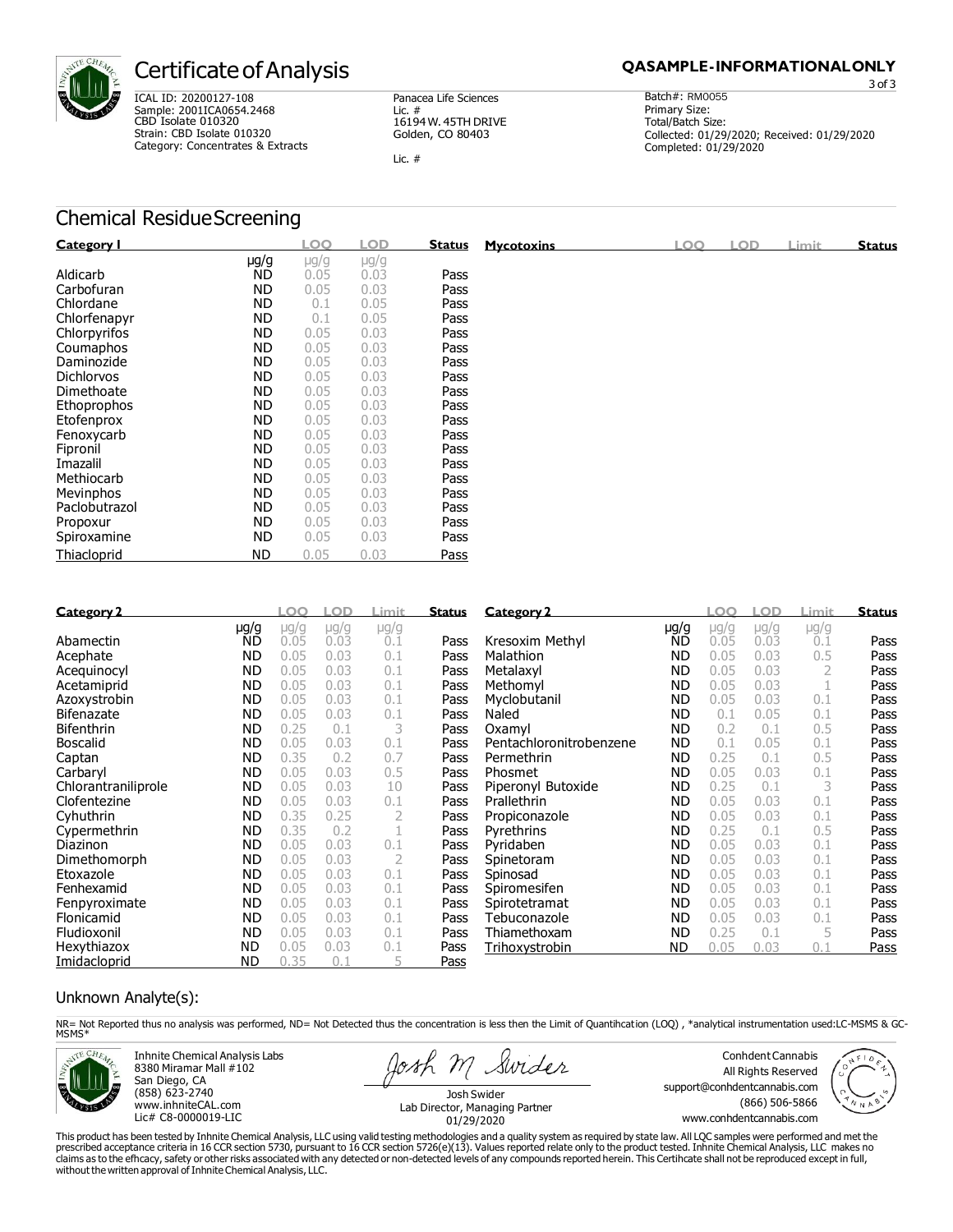# Certificate of Analysis

**QASAMPLE-INFORMATIONAL ONLY**

ICAL ID: 20200127-108
Sample: 2001ICA0654.2468
CBD Isolate 010320
Strain: CBD Isolate 010320
Category: Concentrates & Extracts

Panacea Life Sciences
Lic. #
16194 W. 45TH DRIVE
Golden, CO 80403

Lic. #

Batch#: RM0055
Primary Size:
Total/Batch Size:
Collected: 01/29/2020; Received: 01/29/2020
Completed: 01/29/2020

## Chemical Residue Screening

| Category I | | LOQ | LOD | Status |
|---|---|---|---|---|
| | µg/g | µg/g | µg/g | |
| Aldicarb | ND | 0.05 | 0.03 | Pass |
| Carbofuran | ND | 0.05 | 0.03 | Pass |
| Chlordane | ND | 0.1 | 0.05 | Pass |
| Chlorfenapyr | ND | 0.1 | 0.05 | Pass |
| Chlorpyrifos | ND | 0.05 | 0.03 | Pass |
| Coumaphos | ND | 0.05 | 0.03 | Pass |
| Daminozide | ND | 0.05 | 0.03 | Pass |
| Dichlorvos | ND | 0.05 | 0.03 | Pass |
| Dimethoate | ND | 0.05 | 0.03 | Pass |
| Ethoprophos | ND | 0.05 | 0.03 | Pass |
| Etofenprox | ND | 0.05 | 0.03 | Pass |
| Fenoxycarb | ND | 0.05 | 0.03 | Pass |
| Fipronil | ND | 0.05 | 0.03 | Pass |
| Imazalil | ND | 0.05 | 0.03 | Pass |
| Methiocarb | ND | 0.05 | 0.03 | Pass |
| Mevinphos | ND | 0.05 | 0.03 | Pass |
| Paclobutrazol | ND | 0.05 | 0.03 | Pass |
| Propoxur | ND | 0.05 | 0.03 | Pass |
| Spiroxamine | ND | 0.05 | 0.03 | Pass |
| Thiacloprid | ND | 0.05 | 0.03 | Pass |

| Mycotoxins | LOQ | LOD | Limit | Status |
|---|---|---|---|---|

| Category 2 | | LOQ | LOD | Limit | Status |
|---|---|---|---|---|---|
| | µg/g | µg/g | µg/g | µg/g | |
| Abamectin | ND | 0.05 | 0.03 | 0.1 | Pass |
| Acephate | ND | 0.05 | 0.03 | 0.1 | Pass |
| Acequinocyl | ND | 0.05 | 0.03 | 0.1 | Pass |
| Acetamiprid | ND | 0.05 | 0.03 | 0.1 | Pass |
| Azoxystrobin | ND | 0.05 | 0.03 | 0.1 | Pass |
| Bifenazate | ND | 0.05 | 0.03 | 0.1 | Pass |
| Bifenthrin | ND | 0.25 | 0.1 | 3 | Pass |
| Boscalid | ND | 0.05 | 0.03 | 0.1 | Pass |
| Captan | ND | 0.35 | 0.2 | 0.7 | Pass |
| Carbaryl | ND | 0.05 | 0.03 | 0.5 | Pass |
| Chlorantraniliprole | ND | 0.05 | 0.03 | 10 | Pass |
| Clofentezine | ND | 0.05 | 0.03 | 0.1 | Pass |
| Cyhuthrin | ND | 0.35 | 0.25 | 2 | Pass |
| Cypermethrin | ND | 0.35 | 0.2 | 1 | Pass |
| Diazinon | ND | 0.05 | 0.03 | 0.1 | Pass |
| Dimethomorph | ND | 0.05 | 0.03 | 2 | Pass |
| Etoxazole | ND | 0.05 | 0.03 | 0.1 | Pass |
| Fenhexamid | ND | 0.05 | 0.03 | 0.1 | Pass |
| Fenpyroximate | ND | 0.05 | 0.03 | 0.1 | Pass |
| Flonicamid | ND | 0.05 | 0.03 | 0.1 | Pass |
| Fludioxonil | ND | 0.05 | 0.03 | 0.1 | Pass |
| Hexythiazox | ND | 0.05 | 0.03 | 0.1 | Pass |
| Imidacloprid | ND | 0.35 | 0.1 | 5 | Pass |

| Category 2 | | LOQ | LOD | Limit | Status |
|---|---|---|---|---|---|
| | µg/g | µg/g | µg/g | µg/g | |
| Kresoxim Methyl | ND | 0.05 | 0.03 | 0.1 | Pass |
| Malathion | ND | 0.05 | 0.03 | 0.5 | Pass |
| Metalaxyl | ND | 0.05 | 0.03 | 2 | Pass |
| Methomyl | ND | 0.05 | 0.03 | 1 | Pass |
| Myclobutanil | ND | 0.05 | 0.03 | 0.1 | Pass |
| Naled | ND | 0.1 | 0.05 | 0.1 | Pass |
| Oxamyl | ND | 0.2 | 0.1 | 0.5 | Pass |
| Pentachloronitrobenzene | ND | 0.1 | 0.05 | 0.1 | Pass |
| Permethrin | ND | 0.25 | 0.1 | 0.5 | Pass |
| Phosmet | ND | 0.05 | 0.03 | 0.1 | Pass |
| Piperonyl Butoxide | ND | 0.25 | 0.1 | 3 | Pass |
| Prallethrin | ND | 0.05 | 0.03 | 0.1 | Pass |
| Propiconazole | ND | 0.05 | 0.03 | 0.1 | Pass |
| Pyrethrins | ND | 0.25 | 0.1 | 0.5 | Pass |
| Pyridaben | ND | 0.05 | 0.03 | 0.1 | Pass |
| Spinetoram | ND | 0.05 | 0.03 | 0.1 | Pass |
| Spinosad | ND | 0.05 | 0.03 | 0.1 | Pass |
| Spiromesifen | ND | 0.05 | 0.03 | 0.1 | Pass |
| Spirotetramat | ND | 0.05 | 0.03 | 0.1 | Pass |
| Tebuconazole | ND | 0.05 | 0.03 | 0.1 | Pass |
| Thiamethoxam | ND | 0.25 | 0.1 | 5 | Pass |
| Trihoxystrobin | ND | 0.05 | 0.03 | 0.1 | Pass |

Unknown Analyte(s):

NR= Not Reported thus no analysis was performed, ND= Not Detected thus the concentration is less then the Limit of Quantihcation (LOQ) , *analytical instrumentation used:LC-MSMS & GC-MSMS*

Inhnite Chemical Analysis Labs
8380 Miramar Mall #102
San Diego, CA
(858) 623-2740
www.inhniteCAL.com
Lic# C8-0000019-LIC

Josh M Swider
Josh Swider
Lab Director, Managing Partner
01/29/2020

Conhdent Cannabis
All Rights Reserved
support@conhdentcannabis.com
(866) 506-5866
www.conhdentcannabis.com

This product has been tested by Inhnite Chemical Analysis, LLC using valid testing methodologies and a quality system as required by state law. All LQC samples were performed and met the prescribed acceptance criteria in 16 CCR section 5730, pursuant to 16 CCR section 5726(e)(13). Values reported relate only to the product tested. Inhnite Chemical Analysis, LLC makes no claims as to the efhcacy, safety or other risks associated with any detected or non-detected levels of any compounds reported herein. This Certihcate shall not be reproduced except in full, without the written approval of Inhnite Chemical Analysis, LLC.